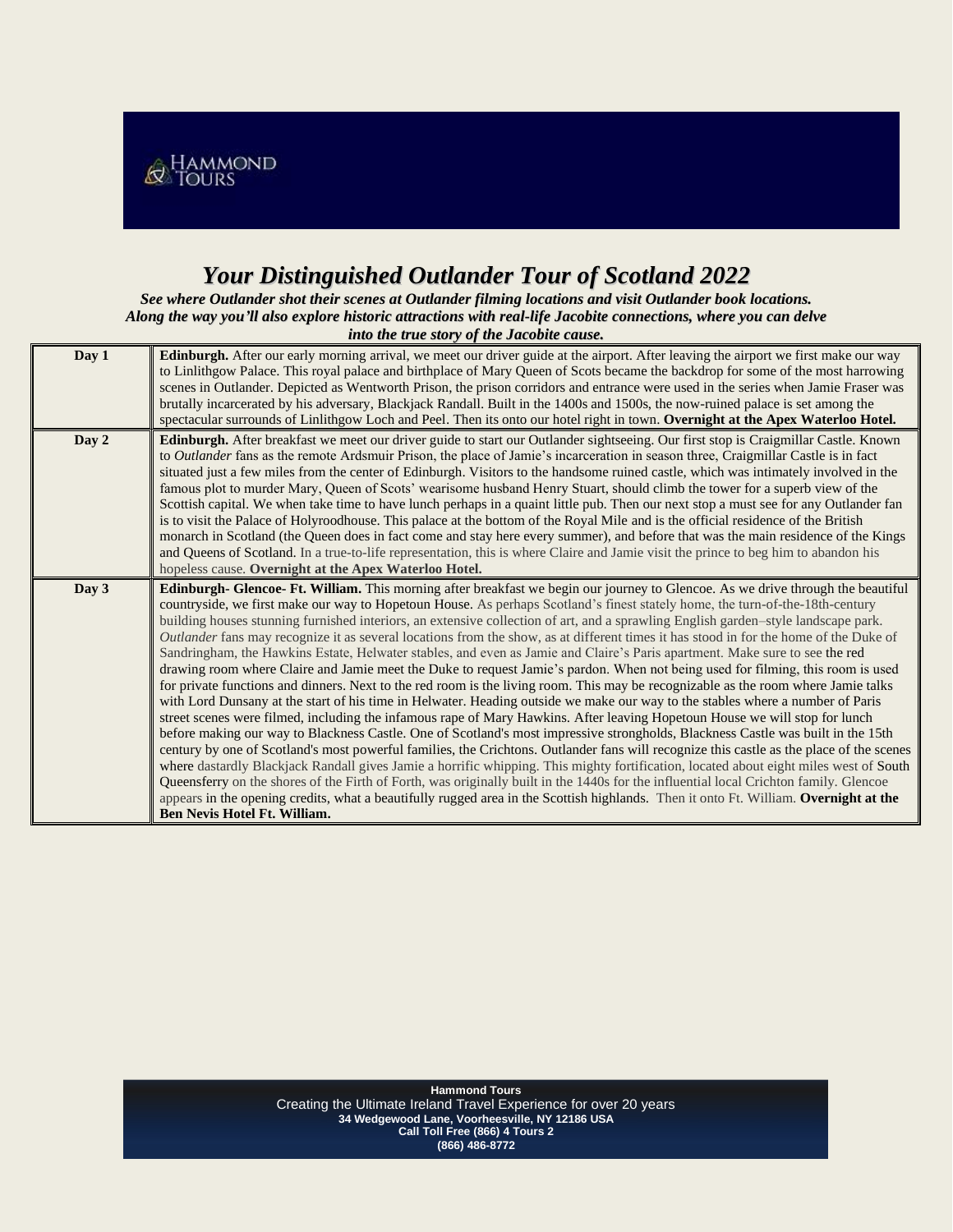HAMMOND TOURS

# *Your Distinguished Outlander Tour of Scotland 2022*

***See where Outlander shot their scenes at Outlander filming locations and visit Outlander book locations. Along the way you'll also explore historic attractions with real-life Jacobite connections, where you can delve into the true story of the Jacobite cause.***

| Day | Itinerary |
|---|---|
| **Day 1** | **Edinburgh.** After our early morning arrival, we meet our driver guide at the airport. After leaving the airport we first make our way to Linlithgow Palace. This royal palace and birthplace of Mary Queen of Scots became the backdrop for some of the most harrowing scenes in Outlander. Depicted as Wentworth Prison, the prison corridors and entrance were used in the series when Jamie Fraser was brutally incarcerated by his adversary, Blackjack Randall. Built in the 1400s and 1500s, the now-ruined palace is set among the spectacular surrounds of Linlithgow Loch and Peel. Then its onto our hotel right in town. **Overnight at the Apex Waterloo Hotel.** |
| **Day 2** | **Edinburgh.** After breakfast we meet our driver guide to start our Outlander sightseeing. Our first stop is Craigmillar Castle. Known to *Outlander* fans as the remote Ardsmuir Prison, the place of Jamie's incarceration in season three, Craigmillar Castle is in fact situated just a few miles from the center of Edinburgh. Visitors to the handsome ruined castle, which was intimately involved in the famous plot to murder Mary, Queen of Scots' wearisome husband Henry Stuart, should climb the tower for a superb view of the Scottish capital. We when take time to have lunch perhaps in a quaint little pub. Then our next stop a must see for any Outlander fan is to visit the Palace of Holyroodhouse. This palace at the bottom of the Royal Mile and is the official residence of the British monarch in Scotland (the Queen does in fact come and stay here every summer), and before that was the main residence of the Kings and Queens of Scotland. In a true-to-life representation, this is where Claire and Jamie visit the prince to beg him to abandon his hopeless cause. **Overnight at the Apex Waterloo Hotel.** |
| **Day 3** | **Edinburgh- Glencoe- Ft. William.** This morning after breakfast we begin our journey to Glencoe. As we drive through the beautiful countryside, we first make our way to Hopetoun House. As perhaps Scotland's finest stately home, the turn-of-the-18th-century building houses stunning furnished interiors, an extensive collection of art, and a sprawling English garden–style landscape park. *Outlander* fans may recognize it as several locations from the show, as at different times it has stood in for the home of the Duke of Sandringham, the Hawkins Estate, Helwater stables, and even as Jamie and Claire's Paris apartment. Make sure to see the red drawing room where Claire and Jamie meet the Duke to request Jamie's pardon. When not being used for filming, this room is used for private functions and dinners. Next to the red room is the living room. This may be recognizable as the room where Jamie talks with Lord Dunsany at the start of his time in Helwater. Heading outside we make our way to the stables where a number of Paris street scenes were filmed, including the infamous rape of Mary Hawkins. After leaving Hopetoun House we will stop for lunch before making our way to Blackness Castle. One of Scotland's most impressive strongholds, Blackness Castle was built in the 15th century by one of Scotland's most powerful families, the Crichtons. Outlander fans will recognize this castle as the place of the scenes where dastardly Blackjack Randall gives Jamie a horrific whipping. This mighty fortification, located about eight miles west of South Queensferry on the shores of the Firth of Forth, was originally built in the 1440s for the influential local Crichton family. Glencoe appears in the opening credits, what a beautifully rugged area in the Scottish highlands. Then it onto Ft. William. **Overnight at the Ben Nevis Hotel Ft. William.** |

**Hammond Tours**
Creating the Ultimate Ireland Travel Experience for over 20 years
**34 Wedgewood Lane, Voorheesville, NY 12186 USA**
**Call Toll Free (866) 4 Tours 2**
**(866) 486-8772**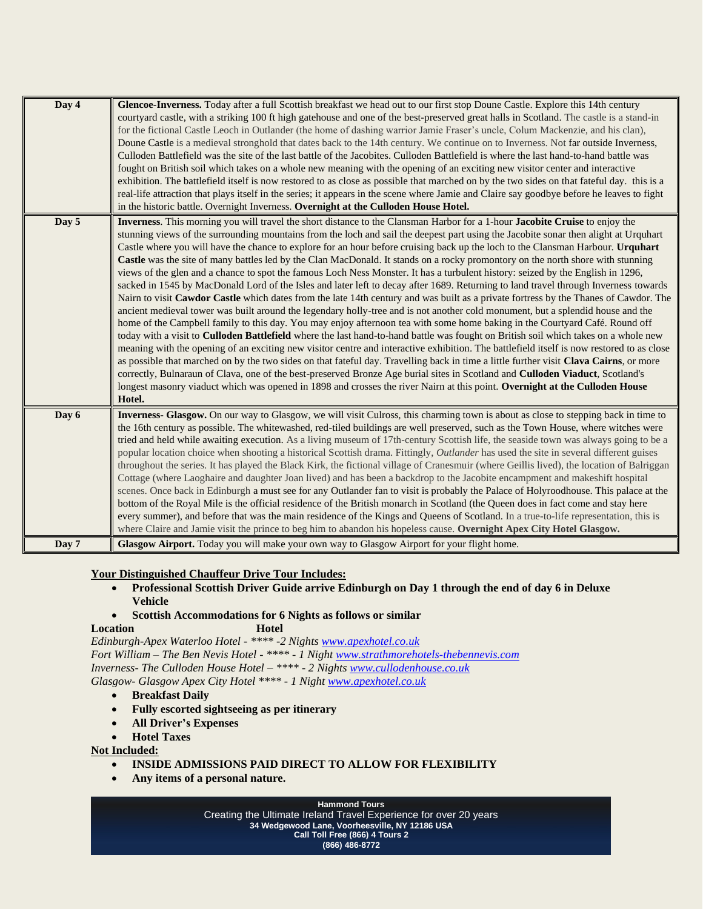| Day | Itinerary |
|---|---|
| Day 4 | **Glencoe-Inverness.** Today after a full Scottish breakfast we head out to our first stop Doune Castle. Explore this 14th century courtyard castle, with a striking 100 ft high gatehouse and one of the best-preserved great halls in Scotland. The castle is a stand-in for the fictional Castle Leoch in Outlander (the home of dashing warrior Jamie Fraser's uncle, Colum Mackenzie, and his clan), Doune Castle is a medieval stronghold that dates back to the 14th century. We continue on to Inverness. Not far outside Inverness, Culloden Battlefield was the site of the last battle of the Jacobites. Culloden Battlefield is where the last hand-to-hand battle was fought on British soil which takes on a whole new meaning with the opening of an exciting new visitor center and interactive exhibition. The battlefield itself is now restored to as close as possible that marched on by the two sides on that fateful day. this is a real-life attraction that plays itself in the series; it appears in the scene where Jamie and Claire say goodbye before he leaves to fight in the historic battle. Overnight Inverness. **Overnight at the Culloden House Hotel.** |
| Day 5 | **Inverness**. This morning you will travel the short distance to the Clansman Harbor for a 1-hour **Jacobite Cruise** to enjoy the stunning views of the surrounding mountains from the loch and sail the deepest part using the Jacobite sonar then alight at Urquhart Castle where you will have the chance to explore for an hour before cruising back up the loch to the Clansman Harbour. **Urquhart Castle** was the site of many battles led by the Clan MacDonald. It stands on a rocky promontory on the north shore with stunning views of the glen and a chance to spot the famous Loch Ness Monster. It has a turbulent history: seized by the English in 1296, sacked in 1545 by MacDonald Lord of the Isles and later left to decay after 1689. Returning to land travel through Inverness towards Nairn to visit **Cawdor Castle** which dates from the late 14th century and was built as a private fortress by the Thanes of Cawdor. The ancient medieval tower was built around the legendary holly-tree and is not another cold monument, but a splendid house and the home of the Campbell family to this day. You may enjoy afternoon tea with some home baking in the Courtyard Café. Round off today with a visit to **Culloden Battlefield** where the last hand-to-hand battle was fought on British soil which takes on a whole new meaning with the opening of an exciting new visitor centre and interactive exhibition. The battlefield itself is now restored to as close as possible that marched on by the two sides on that fateful day. Travelling back in time a little further visit **Clava Cairns**, or more correctly, Bulnaraun of Clava, one of the best-preserved Bronze Age burial sites in Scotland and **Culloden Viaduct**, Scotland's longest masonry viaduct which was opened in 1898 and crosses the river Nairn at this point. **Overnight at the Culloden House Hotel.** |
| Day 6 | **Inverness- Glasgow.** On our way to Glasgow, we will visit Culross, this charming town is about as close to stepping back in time to the 16th century as possible. The whitewashed, red-tiled buildings are well preserved, such as the Town House, where witches were tried and held while awaiting execution. As a living museum of 17th-century Scottish life, the seaside town was always going to be a popular location choice when shooting a historical Scottish drama. Fittingly, *Outlander* has used the site in several different guises throughout the series. It has played the Black Kirk, the fictional village of Cranesmuir (where Geillis lived), the location of Balriggan Cottage (where Laoghaire and daughter Joan lived) and has been a backdrop to the Jacobite encampment and makeshift hospital scenes. Once back in Edinburgh a must see for any Outlander fan to visit is probably the Palace of Holyroodhouse. This palace at the bottom of the Royal Mile is the official residence of the British monarch in Scotland (the Queen does in fact come and stay here every summer), and before that was the main residence of the Kings and Queens of Scotland. In a true-to-life representation, this is where Claire and Jamie visit the prince to beg him to abandon his hopeless cause. **Overnight Apex City Hotel Glasgow.** |
| Day 7 | **Glasgow Airport.** Today you will make your own way to Glasgow Airport for your flight home. |

**Your Distinguished Chauffeur Drive Tour Includes:**

- **Professional Scottish Driver Guide arrive Edinburgh on Day 1 through the end of day 6 in Deluxe Vehicle**
- **Scottish Accommodations for 6 Nights as follows or similar**

**Location** **Hotel**

*Edinburgh-Apex Waterloo Hotel - **** -2 Nights [www.apexhotel.co.uk](www.apexhotel.co.uk)*
*Fort William – The Ben Nevis Hotel - **** - 1 Night [www.strathmorehotels-thebennevis.com](www.strathmorehotels-thebennevis.com)*
*Inverness- The Culloden House Hotel – **** - 2 Nights [www.cullodenhouse.co.uk](www.cullodenhouse.co.uk)*
*Glasgow- Glasgow Apex City Hotel **** - 1 Night [www.apexhotel.co.uk](www.apexhotel.co.uk)*

- **Breakfast Daily**
- **Fully escorted sightseeing as per itinerary**
- **All Driver's Expenses**
- **Hotel Taxes**

**Not Included:**

- **INSIDE ADMISSIONS PAID DIRECT TO ALLOW FOR FLEXIBILITY**
- **Any items of a personal nature.**

**Hammond Tours**
Creating the Ultimate Ireland Travel Experience for over 20 years
**34 Wedgewood Lane, Voorheesville, NY 12186 USA**
**Call Toll Free (866) 4 Tours 2**
**(866) 486-8772**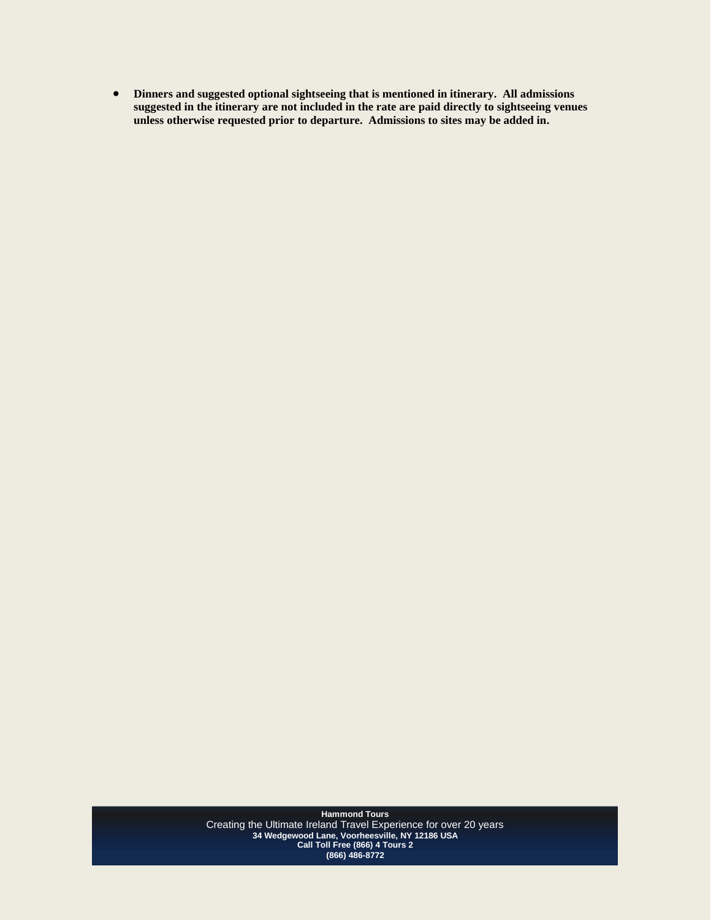- **Dinners and suggested optional sightseeing that is mentioned in itinerary. All admissions suggested in the itinerary are not included in the rate are paid directly to sightseeing venues unless otherwise requested prior to departure. Admissions to sites may be added in.**